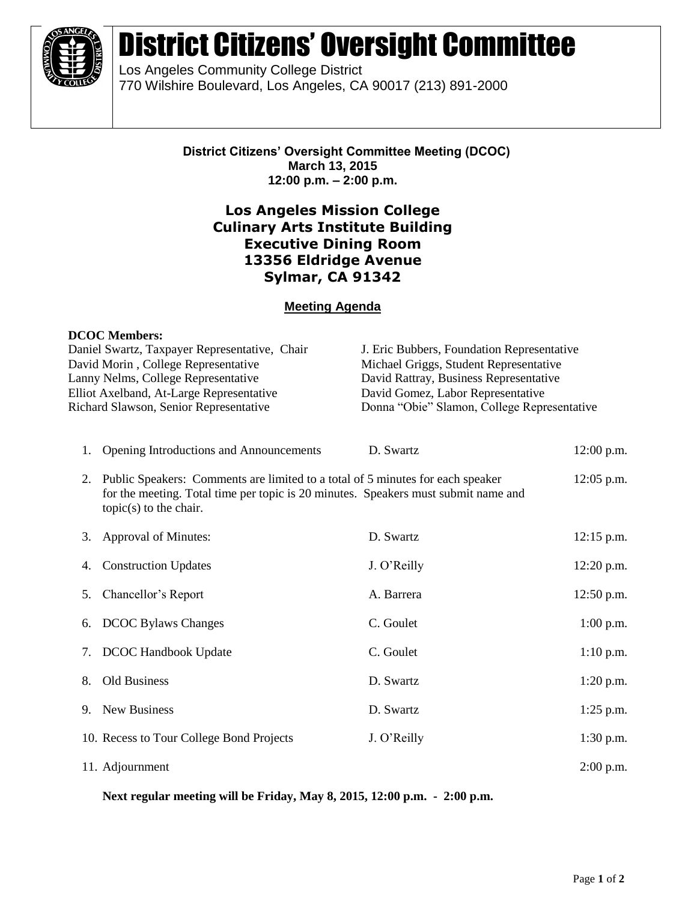# District Citizens' Oversight Committee

Los Angeles Community College District
770 Wilshire Boulevard, Los Angeles, CA 90017 (213) 891-2000

**District Citizens' Oversight Committee Meeting (DCOC)**
**March 13, 2015**
**12:00 p.m. – 2:00 p.m.**

**Los Angeles Mission College**
**Culinary Arts Institute Building**
**Executive Dining Room**
**13356 Eldridge Avenue**
**Sylmar, CA 91342**

## Meeting Agenda

**DCOC Members:**

Daniel Swartz, Taxpayer Representative, Chair
David Morin , College Representative
Lanny Nelms, College Representative
Elliot Axelband, At-Large Representative
Richard Slawson, Senior Representative
J. Eric Bubbers, Foundation Representative
Michael Griggs, Student Representative
David Rattray, Business Representative
David Gomez, Labor Representative
Donna "Obie" Slamon, College Representative

| | Item | Presenter | Time |
|---|---|---|---|
| 1. | Opening Introductions and Announcements | D. Swartz | 12:00 p.m. |
| 2. | Public Speakers: Comments are limited to a total of 5 minutes for each speaker for the meeting. Total time per topic is 20 minutes. Speakers must submit name and topic(s) to the chair. | | 12:05 p.m. |
| 3. | Approval of Minutes: | D. Swartz | 12:15 p.m. |
| 4. | Construction Updates | J. O'Reilly | 12:20 p.m. |
| 5. | Chancellor's Report | A. Barrera | 12:50 p.m. |
| 6. | DCOC Bylaws Changes | C. Goulet | 1:00 p.m. |
| 7. | DCOC Handbook Update | C. Goulet | 1:10 p.m. |
| 8. | Old Business | D. Swartz | 1:20 p.m. |
| 9. | New Business | D. Swartz | 1:25 p.m. |
| 10. | Recess to Tour College Bond Projects | J. O'Reilly | 1:30 p.m. |
| 11. | Adjournment | | 2:00 p.m. |

**Next regular meeting will be Friday, May 8, 2015, 12:00 p.m. - 2:00 p.m.**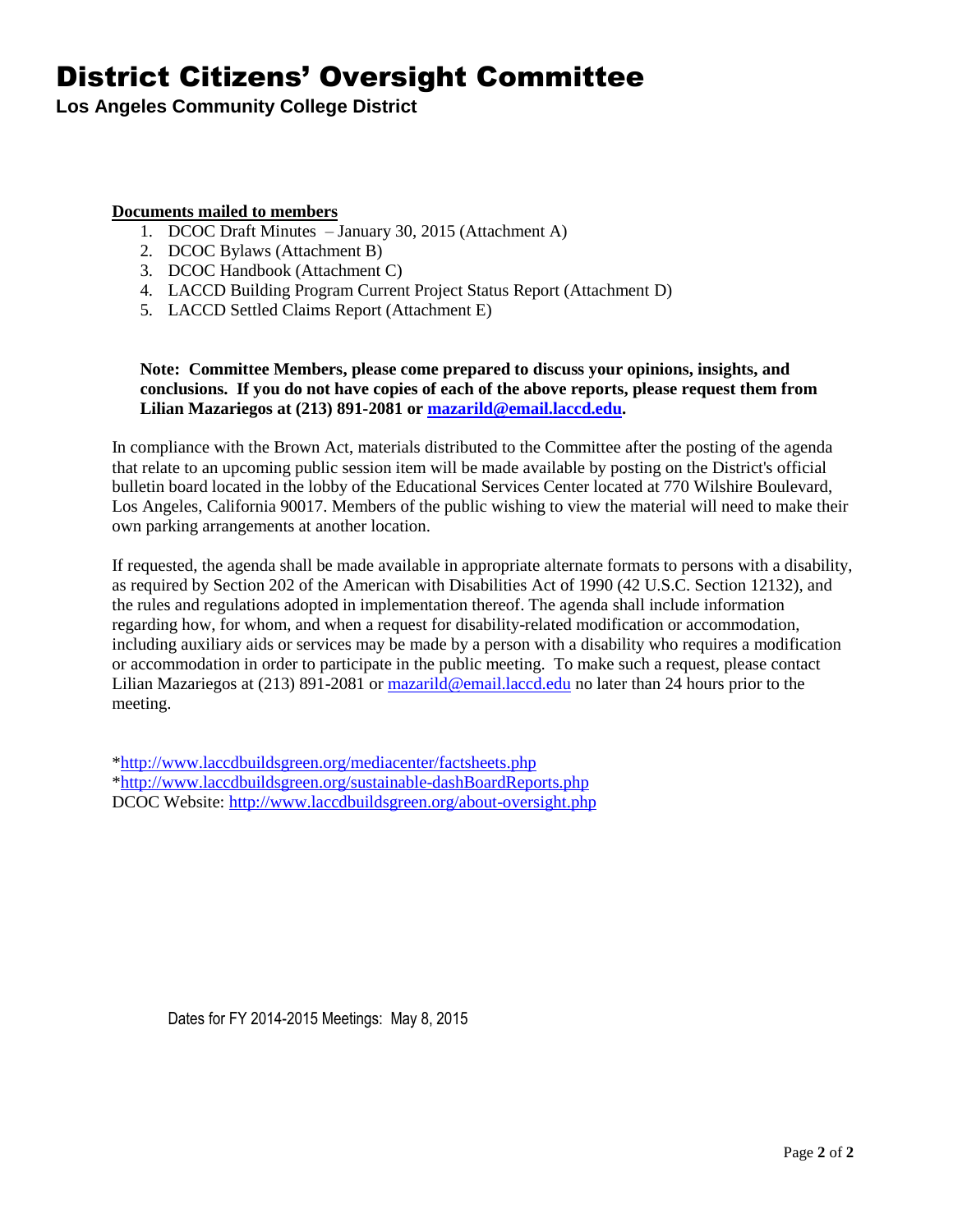# District Citizens' Oversight Committee

**Los Angeles Community College District**

**Documents mailed to members**

1. DCOC Draft Minutes – January 30, 2015 (Attachment A)
2. DCOC Bylaws (Attachment B)
3. DCOC Handbook (Attachment C)
4. LACCD Building Program Current Project Status Report (Attachment D)
5. LACCD Settled Claims Report (Attachment E)

**Note: Committee Members, please come prepared to discuss your opinions, insights, and conclusions. If you do not have copies of each of the above reports, please request them from Lilian Mazariegos at (213) 891-2081 or mazarild@email.laccd.edu.**

In compliance with the Brown Act, materials distributed to the Committee after the posting of the agenda that relate to an upcoming public session item will be made available by posting on the District's official bulletin board located in the lobby of the Educational Services Center located at 770 Wilshire Boulevard, Los Angeles, California 90017. Members of the public wishing to view the material will need to make their own parking arrangements at another location.

If requested, the agenda shall be made available in appropriate alternate formats to persons with a disability, as required by Section 202 of the American with Disabilities Act of 1990 (42 U.S.C. Section 12132), and the rules and regulations adopted in implementation thereof. The agenda shall include information regarding how, for whom, and when a request for disability-related modification or accommodation, including auxiliary aids or services may be made by a person with a disability who requires a modification or accommodation in order to participate in the public meeting. To make such a request, please contact Lilian Mazariegos at (213) 891-2081 or mazarild@email.laccd.edu no later than 24 hours prior to the meeting.

*http://www.laccdbuildsgreen.org/mediacenter/factsheets.php
*http://www.laccdbuildsgreen.org/sustainable-dashBoardReports.php
DCOC Website: http://www.laccdbuildsgreen.org/about-oversight.php

Dates for FY 2014-2015 Meetings: May 8, 2015